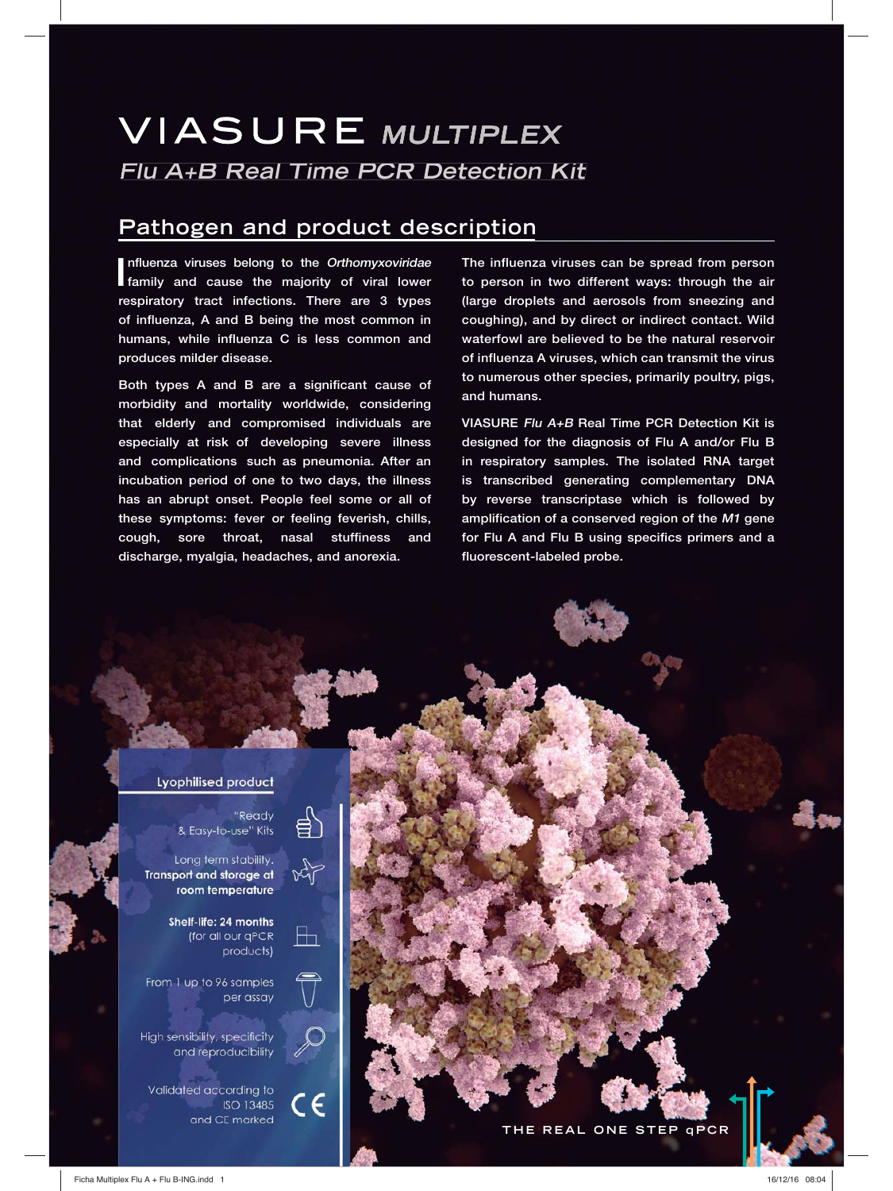# VIASURE *MULTIPLEX*

## *Flu A+B Real Time PCR Detection Kit*

## Pathogen and product description

Influenza viruses belong to the *Orthomyxoviridae* family and cause the majority of viral lower respiratory tract infections. There are 3 types of influenza, A and B being the most common in humans, while influenza C is less common and produces milder disease.

Both types A and B are a significant cause of morbidity and mortality worldwide, considering that elderly and compromised individuals are especially at risk of developing severe illness and complications such as pneumonia. After an incubation period of one to two days, the illness has an abrupt onset. People feel some or all of these symptoms: fever or feeling feverish, chills, cough, sore throat, nasal stuffiness and discharge, myalgia, headaches, and anorexia.

The influenza viruses can be spread from person to person in two different ways: through the air (large droplets and aerosols from sneezing and coughing), and by direct or indirect contact. Wild waterfowl are believed to be the natural reservoir of influenza A viruses, which can transmit the virus to numerous other species, primarily poultry, pigs, and humans.

VIASURE *Flu A+B* Real Time PCR Detection Kit is designed for the diagnosis of Flu A and/or Flu B in respiratory samples. The isolated RNA target is transcribed generating complementary DNA by reverse transcriptase which is followed by amplification of a conserved region of the *M1* gene for Flu A and Flu B using specifics primers and a fluorescent-labeled probe.

### Lyophilised product

- "Ready & Easy-to-use" Kits
- Long term stability. **Transport and storage at room temperature**
- **Shelf-life: 24 months** (for all our qPCR products)
- From 1 up to 96 samples per assay
- High sensibility, specificity and reproducibility
- Validated according to ISO 13485 and CE marked

THE REAL ONE STEP qPCR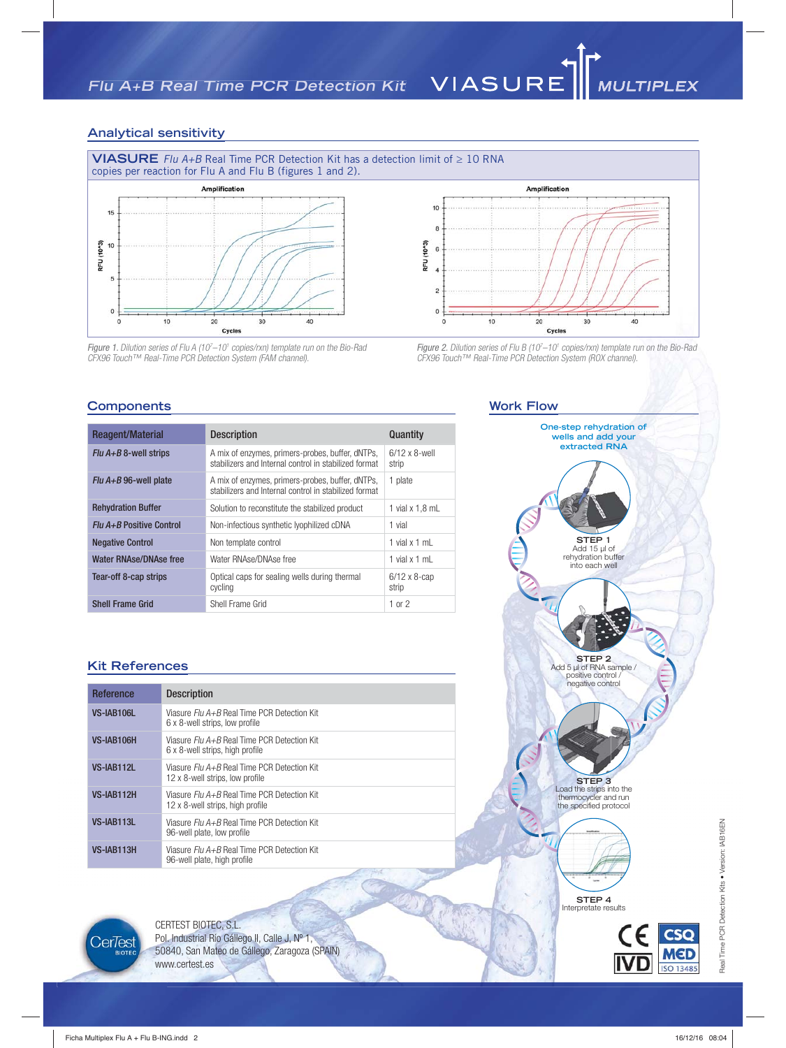## Analytical sensitivity

**VIASURE** *Flu A+B* Real Time PCR Detection Kit has a detection limit of ≥ 10 RNA copies per reaction for Flu A and Flu B (figures 1 and 2).

Amplification

RFU (10^3)

15

10

5

0

0 10 20 30 40

Cycles

*Figure 1. Dilution series of Flu A ($10^7$–$10^1$ copies/rxn) template run on the Bio-Rad CFX96 Touch™ Real-Time PCR Detection System (FAM channel).*

Amplification

RFU (10^3)

10

8

6

4

2

0

0 10 20 30 40

Cycles

*Figure 2. Dilution series of Flu B ($10^7$–$10^1$ copies/rxn) template run on the Bio-Rad CFX96 Touch™ Real-Time PCR Detection System (ROX channel).*

## Components

| Reagent/Material | Description | Quantity |
|---|---|---|
| *Flu A+B* 8-well strips | A mix of enzymes, primers-probes, buffer, dNTPs, stabilizers and Internal control in stabilized format | 6/12 x 8-well strip |
| *Flu A+B* 96-well plate | A mix of enzymes, primers-probes, buffer, dNTPs, stabilizers and Internal control in stabilized format | 1 plate |
| Rehydration Buffer | Solution to reconstitute the stabilized product | 1 vial x 1,8 mL |
| *Flu A+B* Positive Control | Non-infectious synthetic lyophilized cDNA | 1 vial |
| Negative Control | Non template control | 1 vial x 1 mL |
| Water RNAse/DNAse free | Water RNAse/DNAse free | 1 vial x 1 mL |
| Tear-off 8-cap strips | Optical caps for sealing wells during thermal cycling | 6/12 x 8-cap strip |
| Shell Frame Grid | Shell Frame Grid | 1 or 2 |

## Kit References

| Reference | Description |
|---|---|
| VS-IAB106L | Viasure *Flu A+B* Real Time PCR Detection Kit 6 x 8-well strips, low profile |
| VS-IAB106H | Viasure *Flu A+B* Real Time PCR Detection Kit 6 x 8-well strips, high profile |
| VS-IAB112L | Viasure *Flu A+B* Real Time PCR Detection Kit 12 x 8-well strips, low profile |
| VS-IAB112H | Viasure *Flu A+B* Real Time PCR Detection Kit 12 x 8-well strips, high profile |
| VS-IAB113L | Viasure *Flu A+B* Real Time PCR Detection Kit 96-well plate, low profile |
| VS-IAB113H | Viasure *Flu A+B* Real Time PCR Detection Kit 96-well plate, high profile |

## Work Flow

One-step rehydration of wells and add your extracted RNA

**STEP 1**
Add 15 µl of rehydration buffer into each well

**STEP 2**
Add 5 µl of RNA sample / positive control / negative control

**STEP 3**
Load the strips into the thermocycler and run the specified protocol

**STEP 4**
Interpretate results

CERTEST BIOTEC, S.L.
Pol. Industrial Río Gállego II, Calle J, Nº 1,
50840, San Mateo de Gállego, Zaragoza (SPAIN)
www.certest.es

CE IVD · CSQ MED ISO 13485

Real Time PCR Detection Kits • Version: IAB16EN